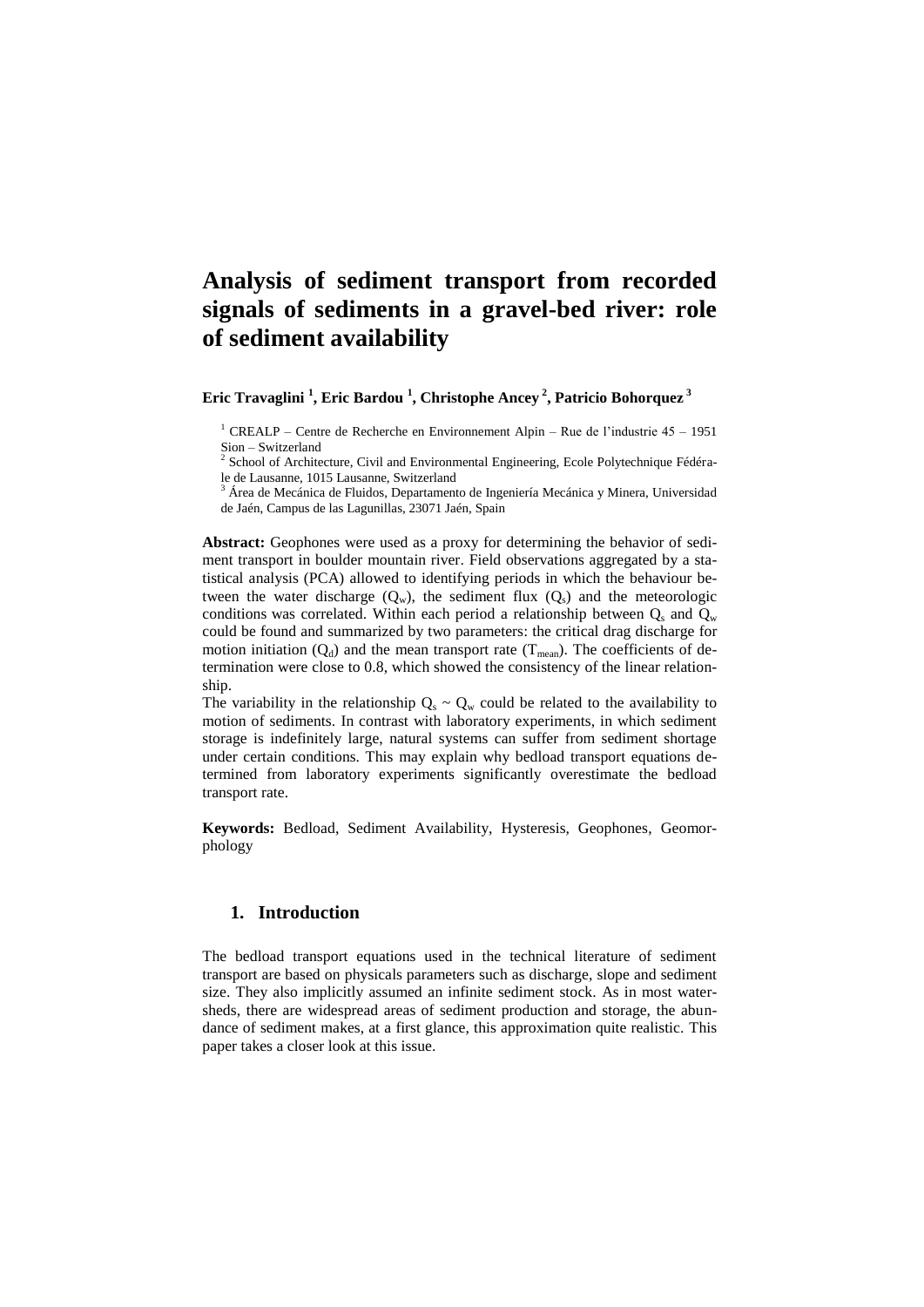# Analysis of sediment transport from recorded signals of sediments in a gravel-bed river: role of sediment availability

**Eric Travaglini [1], Eric Bardou [1], Christophe Ancey [2], Patricio Bohorquez [3]**

[1] CREALP – Centre de Recherche en Environnement Alpin – Rue de l'industrie 45 – 1951 Sion – Switzerland
[2] School of Architecture, Civil and Environmental Engineering, Ecole Polytechnique Fédérale de Lausanne, 1015 Lausanne, Switzerland
[3] Área de Mecánica de Fluidos, Departamento de Ingeniería Mecánica y Minera, Universidad de Jaén, Campus de las Lagunillas, 23071 Jaén, Spain

**Abstract:** Geophones were used as a proxy for determining the behavior of sediment transport in boulder mountain river. Field observations aggregated by a statistical analysis (PCA) allowed to identifying periods in which the behaviour between the water discharge ($Q_w$), the sediment flux ($Q_s$) and the meteorologic conditions was correlated. Within each period a relationship between $Q_s$ and $Q_w$ could be found and summarized by two parameters: the critical drag discharge for motion initiation ($Q_d$) and the mean transport rate ($T_{mean}$). The coefficients of determination were close to 0.8, which showed the consistency of the linear relationship.

The variability in the relationship $Q_s \sim Q_w$ could be related to the availability to motion of sediments. In contrast with laboratory experiments, in which sediment storage is indefinitely large, natural systems can suffer from sediment shortage under certain conditions. This may explain why bedload transport equations determined from laboratory experiments significantly overestimate the bedload transport rate.

**Keywords:** Bedload, Sediment Availability, Hysteresis, Geophones, Geomorphology

## 1. Introduction

The bedload transport equations used in the technical literature of sediment transport are based on physicals parameters such as discharge, slope and sediment size. They also implicitly assumed an infinite sediment stock. As in most watersheds, there are widespread areas of sediment production and storage, the abundance of sediment makes, at a first glance, this approximation quite realistic. This paper takes a closer look at this issue.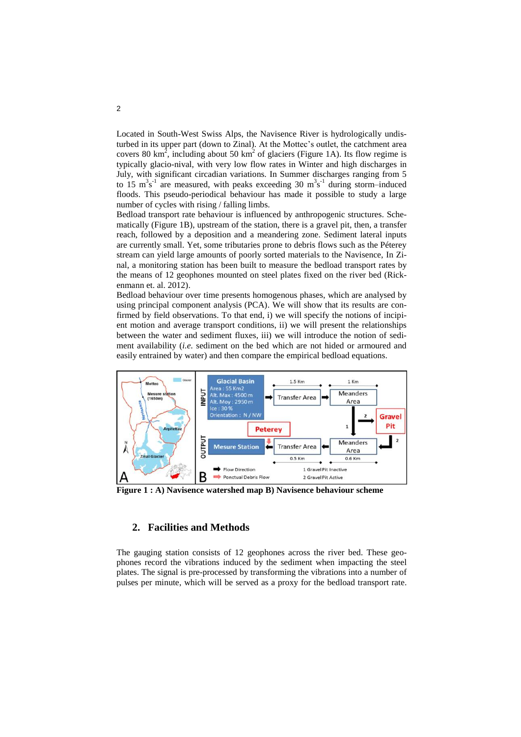Located in South-West Swiss Alps, the Navisence River is hydrologically undisturbed in its upper part (down to Zinal). At the Mottec's outlet, the catchment area covers 80 km$^2$, including about 50 km$^2$ of glaciers (Figure 1A). Its flow regime is typically glacio-nival, with very low flow rates in Winter and high discharges in July, with significant circadian variations. In Summer discharges ranging from 5 to 15 m$^3$s$^{-1}$ are measured, with peaks exceeding 30 m$^3$s$^{-1}$ during storm–induced floods. This pseudo-periodical behaviour has made it possible to study a large number of cycles with rising / falling limbs.

Bedload transport rate behaviour is influenced by anthropogenic structures. Schematically (Figure 1B), upstream of the station, there is a gravel pit, then, a transfer reach, followed by a deposition and a meandering zone. Sediment lateral inputs are currently small. Yet, some tributaries prone to debris flows such as the Péterey stream can yield large amounts of poorly sorted materials to the Navisence, In Zinal, a monitoring station has been built to measure the bedload transport rates by the means of 12 geophones mounted on steel plates fixed on the river bed (Rickenmann et. al. 2012).

Bedload behaviour over time presents homogenous phases, which are analysed by using principal component analysis (PCA). We will show that its results are confirmed by field observations. To that end, i) we will specify the notions of incipient motion and average transport conditions, ii) we will present the relationships between the water and sediment fluxes, iii) we will introduce the notion of sediment availability (*i.e.* sediment on the bed which are not hided or armoured and easily entrained by water) and then compare the empirical bedload equations.

**Figure 1 : A) Navisence watershed map B) Navisence behaviour scheme**

## 2. Facilities and Methods

The gauging station consists of 12 geophones across the river bed. These geophones record the vibrations induced by the sediment when impacting the steel plates. The signal is pre-processed by transforming the vibrations into a number of pulses per minute, which will be served as a proxy for the bedload transport rate.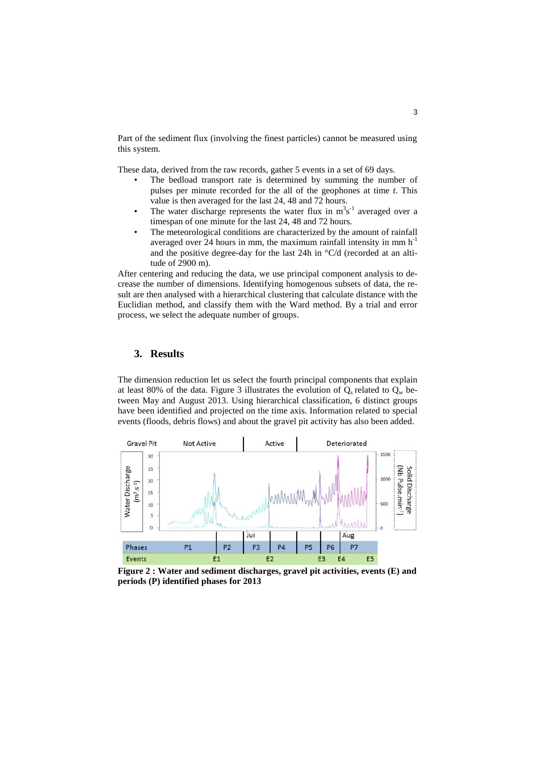Part of the sediment flux (involving the finest particles) cannot be measured using this system.

These data, derived from the raw records, gather 5 events in a set of 69 days.

- The bedload transport rate is determined by summing the number of pulses per minute recorded for the all of the geophones at time *t*. This value is then averaged for the last 24, 48 and 72 hours.
- The water discharge represents the water flux in $m^3s^{-1}$ averaged over a timespan of one minute for the last 24, 48 and 72 hours.
- The meteorological conditions are characterized by the amount of rainfall averaged over 24 hours in mm, the maximum rainfall intensity in mm $h^{-1}$ and the positive degree-day for the last 24h in °C/d (recorded at an altitude of 2900 m).

After centering and reducing the data, we use principal component analysis to decrease the number of dimensions. Identifying homogenous subsets of data, the result are then analysed with a hierarchical clustering that calculate distance with the Euclidian method, and classify them with the Ward method. By a trial and error process, we select the adequate number of groups.

## 3. Results

The dimension reduction let us select the fourth principal components that explain at least 80% of the data. Figure 3 illustrates the evolution of $Q_s$ related to $Q_w$ between May and August 2013. Using hierarchical classification, 6 distinct groups have been identified and projected on the time axis. Information related to special events (floods, debris flows) and about the gravel pit activity has also been added.

**Figure 2 : Water and sediment discharges, gravel pit activities, events (E) and periods (P) identified phases for 2013**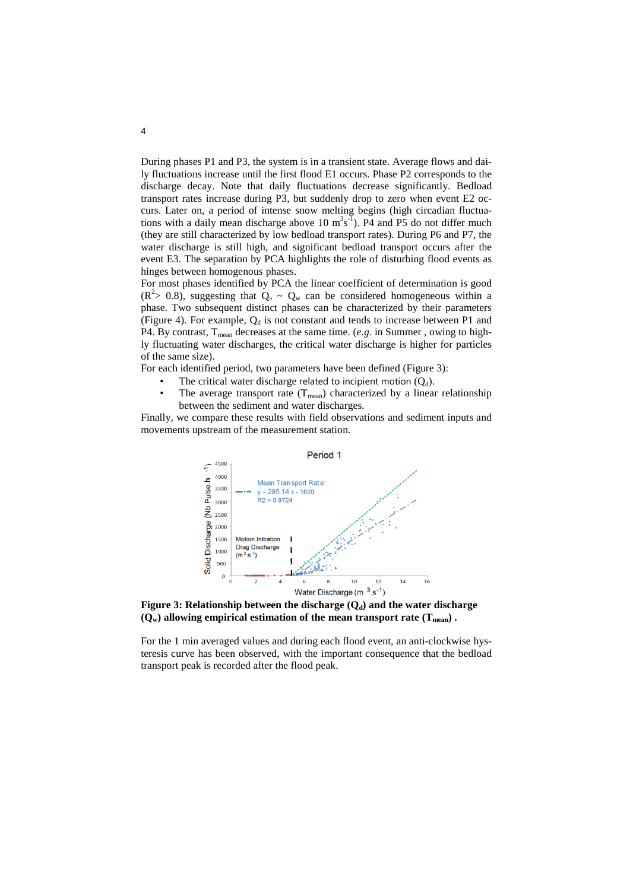During phases P1 and P3, the system is in a transient state. Average flows and daily fluctuations increase until the first flood E1 occurs. Phase P2 corresponds to the discharge decay. Note that daily fluctuations decrease significantly. Bedload transport rates increase during P3, but suddenly drop to zero when event E2 occurs. Later on, a period of intense snow melting begins (high circadian fluctuations with a daily mean discharge above 10 $m^3s^{-1}$). P4 and P5 do not differ much (they are still characterized by low bedload transport rates). During P6 and P7, the water discharge is still high, and significant bedload transport occurs after the event E3. The separation by PCA highlights the role of disturbing flood events as hinges between homogenous phases.

For most phases identified by PCA the linear coefficient of determination is good ($R^2$> 0.8), suggesting that $Q_s \sim Q_w$ can be considered homogeneous within a phase. Two subsequent distinct phases can be characterized by their parameters (Figure 4). For example, $Q_d$ is not constant and tends to increase between P1 and P4. By contrast, $T_{mean}$ decreases at the same time. (*e.g.* in Summer , owing to highly fluctuating water discharges, the critical water discharge is higher for particles of the same size).

For each identified period, two parameters have been defined (Figure 3):

- The critical water discharge related to incipient motion ($Q_d$).
- The average transport rate ($T_{mean}$) characterized by a linear relationship between the sediment and water discharges.

Finally, we compare these results with field observations and sediment inputs and movements upstream of the measurement station.

**Figure 3: Relationship between the discharge ($Q_d$) and the water discharge ($Q_w$) allowing empirical estimation of the mean transport rate ($T_{mean}$) .**

For the 1 min averaged values and during each flood event, an anti-clockwise hysteresis curve has been observed, with the important consequence that the bedload transport peak is recorded after the flood peak.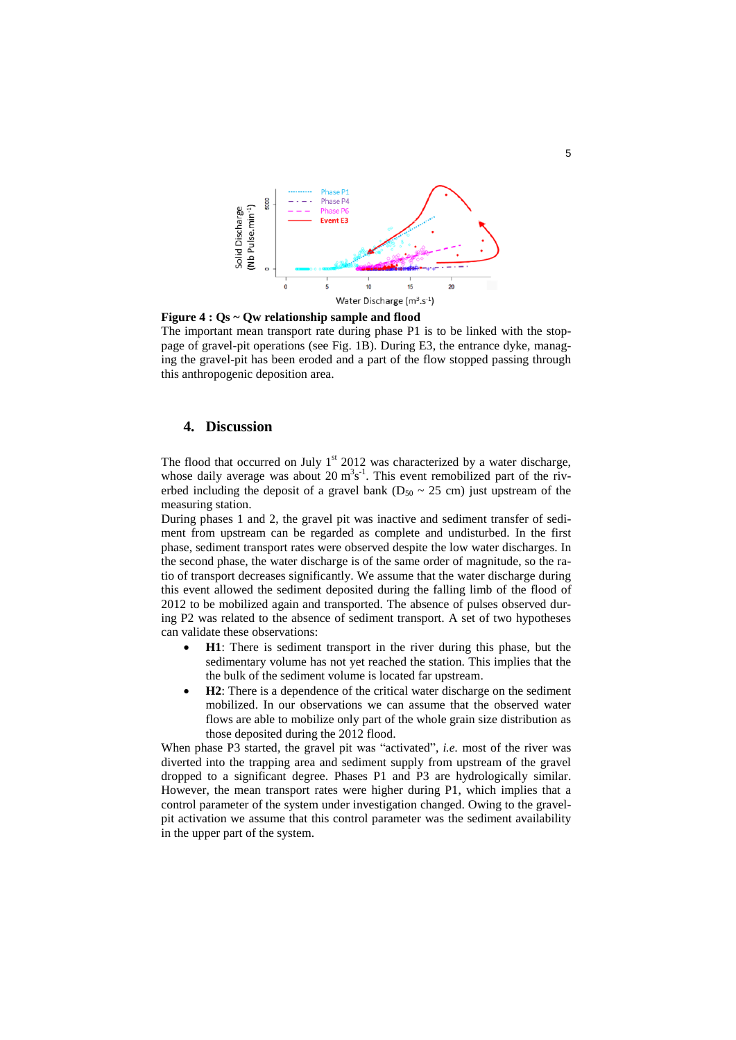**Figure 4 : Qs ~ Qw relationship sample and flood**

The important mean transport rate during phase P1 is to be linked with the stoppage of gravel-pit operations (see Fig. 1B). During E3, the entrance dyke, managing the gravel-pit has been eroded and a part of the flow stopped passing through this anthropogenic deposition area.

## 4. Discussion

The flood that occurred on July 1st 2012 was characterized by a water discharge, whose daily average was about 20 $m^3s^{-1}$. This event remobilized part of the riverbed including the deposit of a gravel bank ($D_{50}$ ~ 25 cm) just upstream of the measuring station.

During phases 1 and 2, the gravel pit was inactive and sediment transfer of sediment from upstream can be regarded as complete and undisturbed. In the first phase, sediment transport rates were observed despite the low water discharges. In the second phase, the water discharge is of the same order of magnitude, so the ratio of transport decreases significantly. We assume that the water discharge during this event allowed the sediment deposited during the falling limb of the flood of 2012 to be mobilized again and transported. The absence of pulses observed during P2 was related to the absence of sediment transport. A set of two hypotheses can validate these observations:

- **H1**: There is sediment transport in the river during this phase, but the sedimentary volume has not yet reached the station. This implies that the the bulk of the sediment volume is located far upstream.
- **H2**: There is a dependence of the critical water discharge on the sediment mobilized. In our observations we can assume that the observed water flows are able to mobilize only part of the whole grain size distribution as those deposited during the 2012 flood.

When phase P3 started, the gravel pit was "activated", *i.e.* most of the river was diverted into the trapping area and sediment supply from upstream of the gravel dropped to a significant degree. Phases P1 and P3 are hydrologically similar. However, the mean transport rates were higher during P1, which implies that a control parameter of the system under investigation changed. Owing to the gravel-pit activation we assume that this control parameter was the sediment availability in the upper part of the system.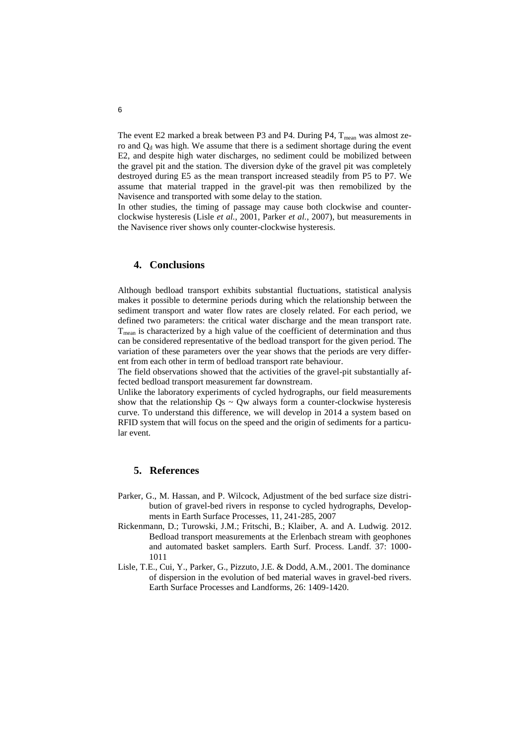The event E2 marked a break between P3 and P4. During P4, $T_{mean}$ was almost zero and $Q_d$ was high. We assume that there is a sediment shortage during the event E2, and despite high water discharges, no sediment could be mobilized between the gravel pit and the station. The diversion dyke of the gravel pit was completely destroyed during E5 as the mean transport increased steadily from P5 to P7. We assume that material trapped in the gravel-pit was then remobilized by the Navisence and transported with some delay to the station.

In other studies, the timing of passage may cause both clockwise and counter-clockwise hysteresis (Lisle *et al.*, 2001, Parker *et al.*, 2007), but measurements in the Navisence river shows only counter-clockwise hysteresis.

## 4. Conclusions

Although bedload transport exhibits substantial fluctuations, statistical analysis makes it possible to determine periods during which the relationship between the sediment transport and water flow rates are closely related. For each period, we defined two parameters: the critical water discharge and the mean transport rate. $T_{mean}$ is characterized by a high value of the coefficient of determination and thus can be considered representative of the bedload transport for the given period. The variation of these parameters over the year shows that the periods are very different from each other in term of bedload transport rate behaviour.

The field observations showed that the activities of the gravel-pit substantially affected bedload transport measurement far downstream.

Unlike the laboratory experiments of cycled hydrographs, our field measurements show that the relationship $Qs \sim Qw$ always form a counter-clockwise hysteresis curve. To understand this difference, we will develop in 2014 a system based on RFID system that will focus on the speed and the origin of sediments for a particular event.

## 5. References

Parker, G., M. Hassan, and P. Wilcock, Adjustment of the bed surface size distribution of gravel-bed rivers in response to cycled hydrographs, Developments in Earth Surface Processes, 11, 241-285, 2007

Rickenmann, D.; Turowski, J.M.; Fritschi, B.; Klaiber, A. and A. Ludwig. 2012. Bedload transport measurements at the Erlenbach stream with geophones and automated basket samplers. Earth Surf. Process. Landf. 37: 1000-1011

Lisle, T.E., Cui, Y., Parker, G., Pizzuto, J.E. & Dodd, A.M., 2001. The dominance of dispersion in the evolution of bed material waves in gravel-bed rivers. Earth Surface Processes and Landforms, 26: 1409-1420.